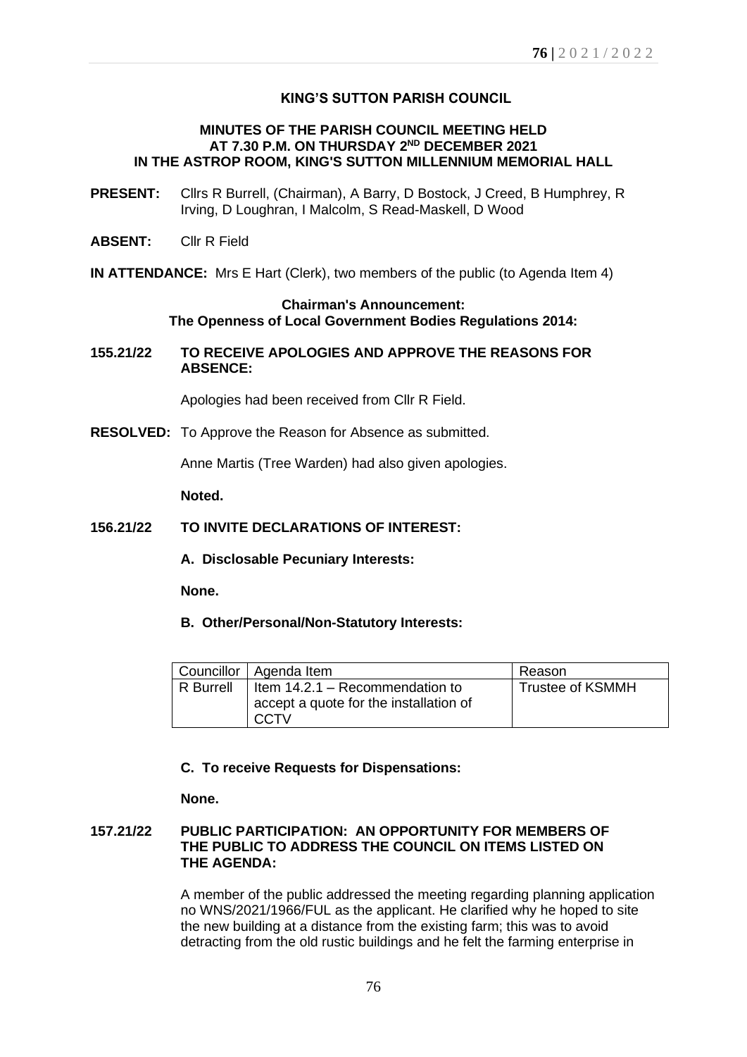**KING'S SUTTON PARISH COUNCIL**

**MINUTES OF THE PARISH COUNCIL MEETING HELD AT 7.30 P.M. ON THURSDAY 2ND DECEMBER 2021 IN THE ASTROP ROOM, KING'S SUTTON MILLENNIUM MEMORIAL HALL**

**PRESENT:** Cllrs R Burrell, (Chairman), A Barry, D Bostock, J Creed, B Humphrey, R Irving, D Loughran, I Malcolm, S Read-Maskell, D Wood

**ABSENT:** Cllr R Field

**IN ATTENDANCE:** Mrs E Hart (Clerk), two members of the public (to Agenda Item 4)

**Chairman's Announcement:**
**The Openness of Local Government Bodies Regulations 2014:**

**155.21/22 TO RECEIVE APOLOGIES AND APPROVE THE REASONS FOR ABSENCE:**

Apologies had been received from Cllr R Field.

**RESOLVED:** To Approve the Reason for Absence as submitted.

Anne Martis (Tree Warden) had also given apologies.

**Noted.**

**156.21/22 TO INVITE DECLARATIONS OF INTEREST:**

**A. Disclosable Pecuniary Interests:**

**None.**

**B. Other/Personal/Non-Statutory Interests:**

| Councillor | Agenda Item | Reason |
|---|---|---|
| R Burrell | Item 14.2.1 – Recommendation to accept a quote for the installation of CCTV | Trustee of KSMMH |

**C. To receive Requests for Dispensations:**

**None.**

**157.21/22 PUBLIC PARTICIPATION: AN OPPORTUNITY FOR MEMBERS OF THE PUBLIC TO ADDRESS THE COUNCIL ON ITEMS LISTED ON THE AGENDA:**

A member of the public addressed the meeting regarding planning application no WNS/2021/1966/FUL as the applicant. He clarified why he hoped to site the new building at a distance from the existing farm; this was to avoid detracting from the old rustic buildings and he felt the farming enterprise in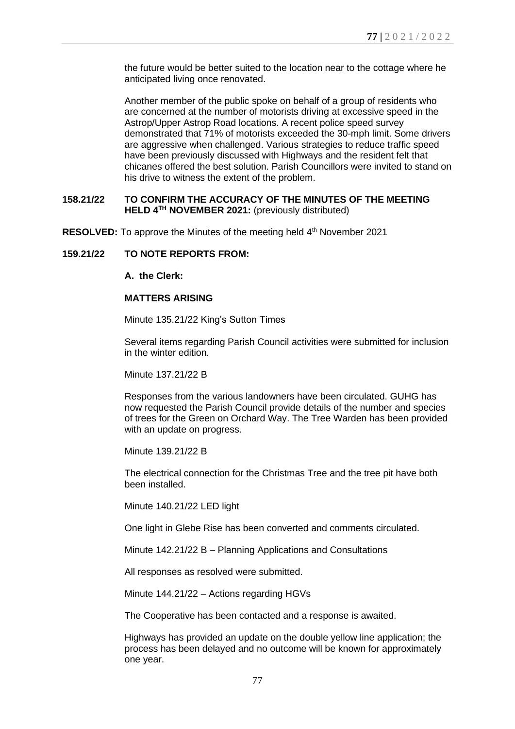the future would be better suited to the location near to the cottage where he anticipated living once renovated.

Another member of the public spoke on behalf of a group of residents who are concerned at the number of motorists driving at excessive speed in the Astrop/Upper Astrop Road locations. A recent police speed survey demonstrated that 71% of motorists exceeded the 30-mph limit. Some drivers are aggressive when challenged. Various strategies to reduce traffic speed have been previously discussed with Highways and the resident felt that chicanes offered the best solution. Parish Councillors were invited to stand on his drive to witness the extent of the problem.

**158.21/22 TO CONFIRM THE ACCURACY OF THE MINUTES OF THE MEETING HELD 4TH NOVEMBER 2021:** (previously distributed)

**RESOLVED:** To approve the Minutes of the meeting held 4th November 2021

**159.21/22 TO NOTE REPORTS FROM:**

**A. the Clerk:**

**MATTERS ARISING**

Minute 135.21/22 King's Sutton Times

Several items regarding Parish Council activities were submitted for inclusion in the winter edition.

Minute 137.21/22 B

Responses from the various landowners have been circulated. GUHG has now requested the Parish Council provide details of the number and species of trees for the Green on Orchard Way. The Tree Warden has been provided with an update on progress.

Minute 139.21/22 B

The electrical connection for the Christmas Tree and the tree pit have both been installed.

Minute 140.21/22 LED light

One light in Glebe Rise has been converted and comments circulated.

Minute 142.21/22 B – Planning Applications and Consultations

All responses as resolved were submitted.

Minute 144.21/22 – Actions regarding HGVs

The Cooperative has been contacted and a response is awaited.

Highways has provided an update on the double yellow line application; the process has been delayed and no outcome will be known for approximately one year.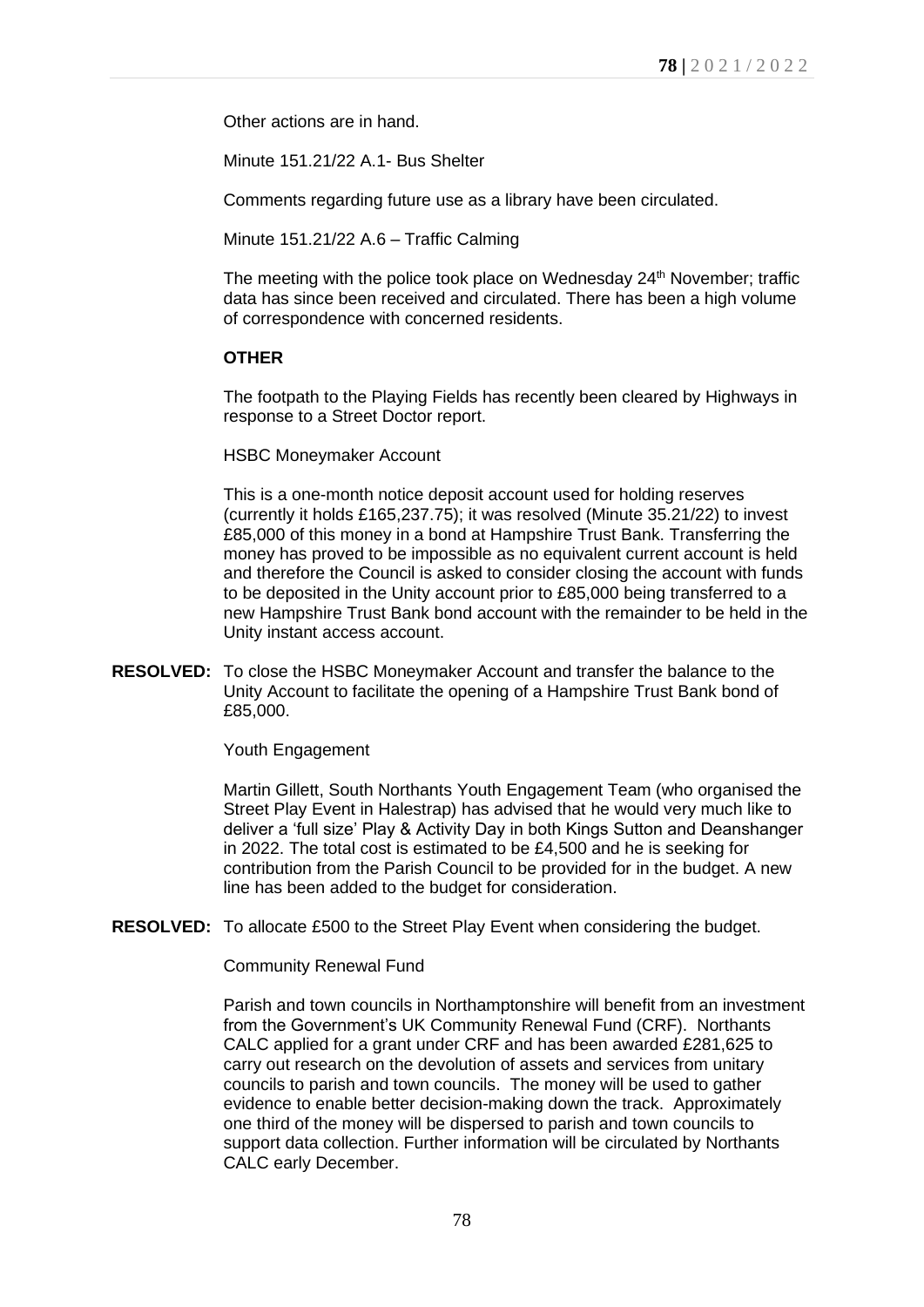Other actions are in hand.

Minute 151.21/22 A.1- Bus Shelter

Comments regarding future use as a library have been circulated.

Minute 151.21/22 A.6 – Traffic Calming

The meeting with the police took place on Wednesday 24th November; traffic data has since been received and circulated. There has been a high volume of correspondence with concerned residents.

**OTHER**

The footpath to the Playing Fields has recently been cleared by Highways in response to a Street Doctor report.

HSBC Moneymaker Account

This is a one-month notice deposit account used for holding reserves (currently it holds £165,237.75); it was resolved (Minute 35.21/22) to invest £85,000 of this money in a bond at Hampshire Trust Bank. Transferring the money has proved to be impossible as no equivalent current account is held and therefore the Council is asked to consider closing the account with funds to be deposited in the Unity account prior to £85,000 being transferred to a new Hampshire Trust Bank bond account with the remainder to be held in the Unity instant access account.

**RESOLVED:** To close the HSBC Moneymaker Account and transfer the balance to the Unity Account to facilitate the opening of a Hampshire Trust Bank bond of £85,000.

Youth Engagement

Martin Gillett, South Northants Youth Engagement Team (who organised the Street Play Event in Halestrap) has advised that he would very much like to deliver a 'full size' Play & Activity Day in both Kings Sutton and Deanshanger in 2022. The total cost is estimated to be £4,500 and he is seeking for contribution from the Parish Council to be provided for in the budget. A new line has been added to the budget for consideration.

**RESOLVED:** To allocate £500 to the Street Play Event when considering the budget.

Community Renewal Fund

Parish and town councils in Northamptonshire will benefit from an investment from the Government's UK Community Renewal Fund (CRF). Northants CALC applied for a grant under CRF and has been awarded £281,625 to carry out research on the devolution of assets and services from unitary councils to parish and town councils. The money will be used to gather evidence to enable better decision-making down the track. Approximately one third of the money will be dispersed to parish and town councils to support data collection. Further information will be circulated by Northants CALC early December.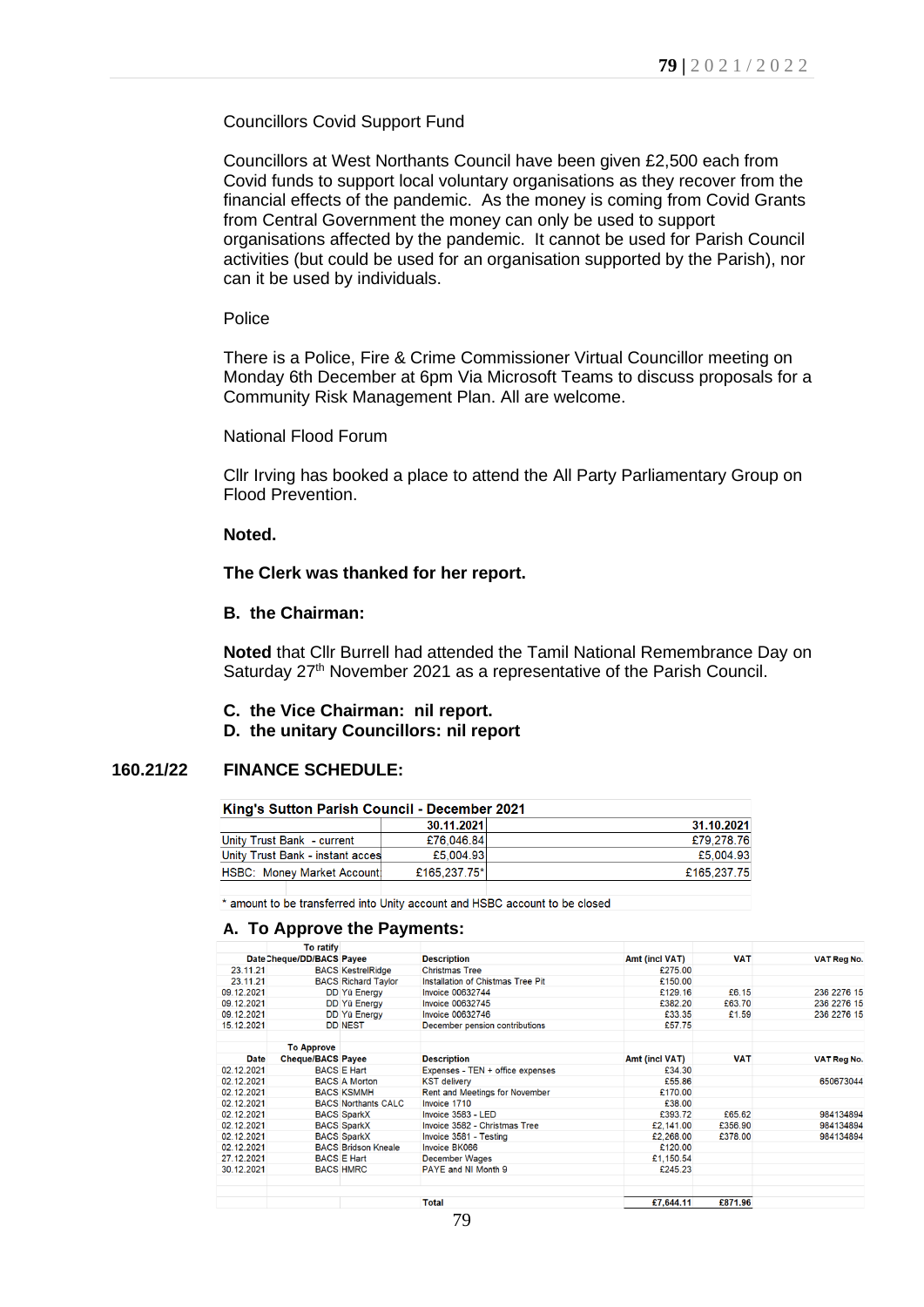Councillors Covid Support Fund

Councillors at West Northants Council have been given £2,500 each from Covid funds to support local voluntary organisations as they recover from the financial effects of the pandemic. As the money is coming from Covid Grants from Central Government the money can only be used to support organisations affected by the pandemic. It cannot be used for Parish Council activities (but could be used for an organisation supported by the Parish), nor can it be used by individuals.

Police

There is a Police, Fire & Crime Commissioner Virtual Councillor meeting on Monday 6th December at 6pm Via Microsoft Teams to discuss proposals for a Community Risk Management Plan. All are welcome.

National Flood Forum

Cllr Irving has booked a place to attend the All Party Parliamentary Group on Flood Prevention.

**Noted.**

**The Clerk was thanked for her report.**

**B. the Chairman:**

**Noted** that Cllr Burrell had attended the Tamil National Remembrance Day on Saturday 27th November 2021 as a representative of the Parish Council.

**C. the Vice Chairman: nil report.**
**D. the unitary Councillors: nil report**

## 160.21/22 FINANCE SCHEDULE:

**King's Sutton Parish Council - December 2021**

| | 30.11.2021 | 31.10.2021 |
|---|---|---|
| Unity Trust Bank - current | £76,046.84 | £79,278.76 |
| Unity Trust Bank - instant acces | £5,004.93 | £5,004.93 |
| HSBC: Money Market Account | £165,237.75* | £165,237.75 |

* amount to be transferred into Unity account and HSBC account to be closed

### A. To Approve the Payments:

| Date | To ratify Cheque/DD/BACS | Payee | Description | Amt (incl VAT) | VAT | VAT Reg No. |
|---|---|---|---|---|---|---|
| 23.11.21 | BACS | KestrelRidge | Christmas Tree | £275.00 | | |
| 23.11.21 | BACS | Richard Taylor | Installation of Chistmas Tree Pit | £150.00 | | |
| 09.12.2021 | DD | Yü Energy | Invoice 00632744 | £129.16 | £6.15 | 236 2276 15 |
| 09.12.2021 | DD | Yü Energy | Invoice 00632745 | £382.20 | £63.70 | 236 2276 15 |
| 09.12.2021 | DD | Yü Energy | Invoice 00632746 | £33.35 | £1.59 | 236 2276 15 |
| 15.12.2021 | DD | NEST | December pension contributions | £57.75 | | |
| | | | | | | |
| **Date** | **To Approve Cheque/BACS** | **Payee** | **Description** | **Amt (incl VAT)** | **VAT** | **VAT Reg No.** |
| 02.12.2021 | BACS | E Hart | Expenses - TEN + office expenses | £34.30 | | |
| 02.12.2021 | BACS | A Morton | KST delivery | £55.86 | | 650673044 |
| 02.12.2021 | BACS | KSMMH | Rent and Meetings for November | £170.00 | | |
| 02.12.2021 | BACS | Northants CALC | Invoice 1710 | £38.00 | | |
| 02.12.2021 | BACS | SparkX | Invoice 3583 - LED | £393.72 | £65.62 | 984134894 |
| 02.12.2021 | BACS | SparkX | Invoice 3582 - Christmas Tree | £2,141.00 | £356.90 | 984134894 |
| 02.12.2021 | BACS | SparkX | Invoice 3581 - Testing | £2,268.00 | £378.00 | 984134894 |
| 02.12.2021 | BACS | Bridson Kneale | Invoice BK066 | £120.00 | | |
| 27.12.2021 | BACS | E Hart | December Wages | £1,150.54 | | |
| 30.12.2021 | BACS | HMRC | PAYE and NI Month 9 | £245.23 | | |
| | | | | | | |
| | | | **Total** | **£7,644.11** | **£871.96** | |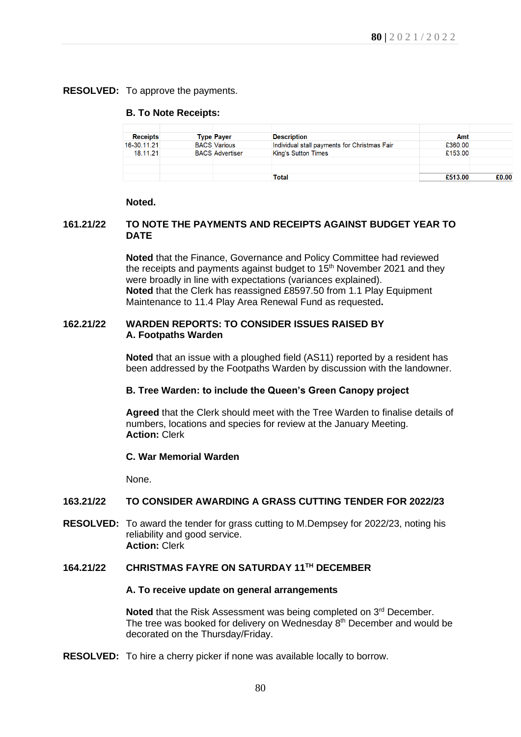**RESOLVED:** To approve the payments.

**B. To Note Receipts:**

| Receipts | Type | Payer | Description | Amt | |
|---|---|---|---|---|---|
| 16-30.11.21 | BACS | Various | Individual stall payments for Christmas Fair | £360.00 | |
| 18.11.21 | BACS | Advertiser | King's Sutton Times | £153.00 | |
| | | | | | |
| | | | | | |
| | | | **Total** | **£513.00** | **£0.00** |

**Noted.**

**161.21/22 TO NOTE THE PAYMENTS AND RECEIPTS AGAINST BUDGET YEAR TO DATE**

**Noted** that the Finance, Governance and Policy Committee had reviewed the receipts and payments against budget to 15th November 2021 and they were broadly in line with expectations (variances explained).
**Noted** that the Clerk has reassigned £8597.50 from 1.1 Play Equipment Maintenance to 11.4 Play Area Renewal Fund as requested**.**

**162.21/22 WARDEN REPORTS: TO CONSIDER ISSUES RAISED BY**
**A. Footpaths Warden**

**Noted** that an issue with a ploughed field (AS11) reported by a resident has been addressed by the Footpaths Warden by discussion with the landowner.

**B. Tree Warden: to include the Queen's Green Canopy project**

**Agreed** that the Clerk should meet with the Tree Warden to finalise details of numbers, locations and species for review at the January Meeting.
**Action:** Clerk

**C. War Memorial Warden**

None.

**163.21/22 TO CONSIDER AWARDING A GRASS CUTTING TENDER FOR 2022/23**

**RESOLVED:** To award the tender for grass cutting to M.Dempsey for 2022/23, noting his reliability and good service.
**Action:** Clerk

**164.21/22 CHRISTMAS FAYRE ON SATURDAY 11TH DECEMBER**

**A. To receive update on general arrangements**

**Noted** that the Risk Assessment was being completed on 3rd December. The tree was booked for delivery on Wednesday 8th December and would be decorated on the Thursday/Friday.

**RESOLVED:** To hire a cherry picker if none was available locally to borrow.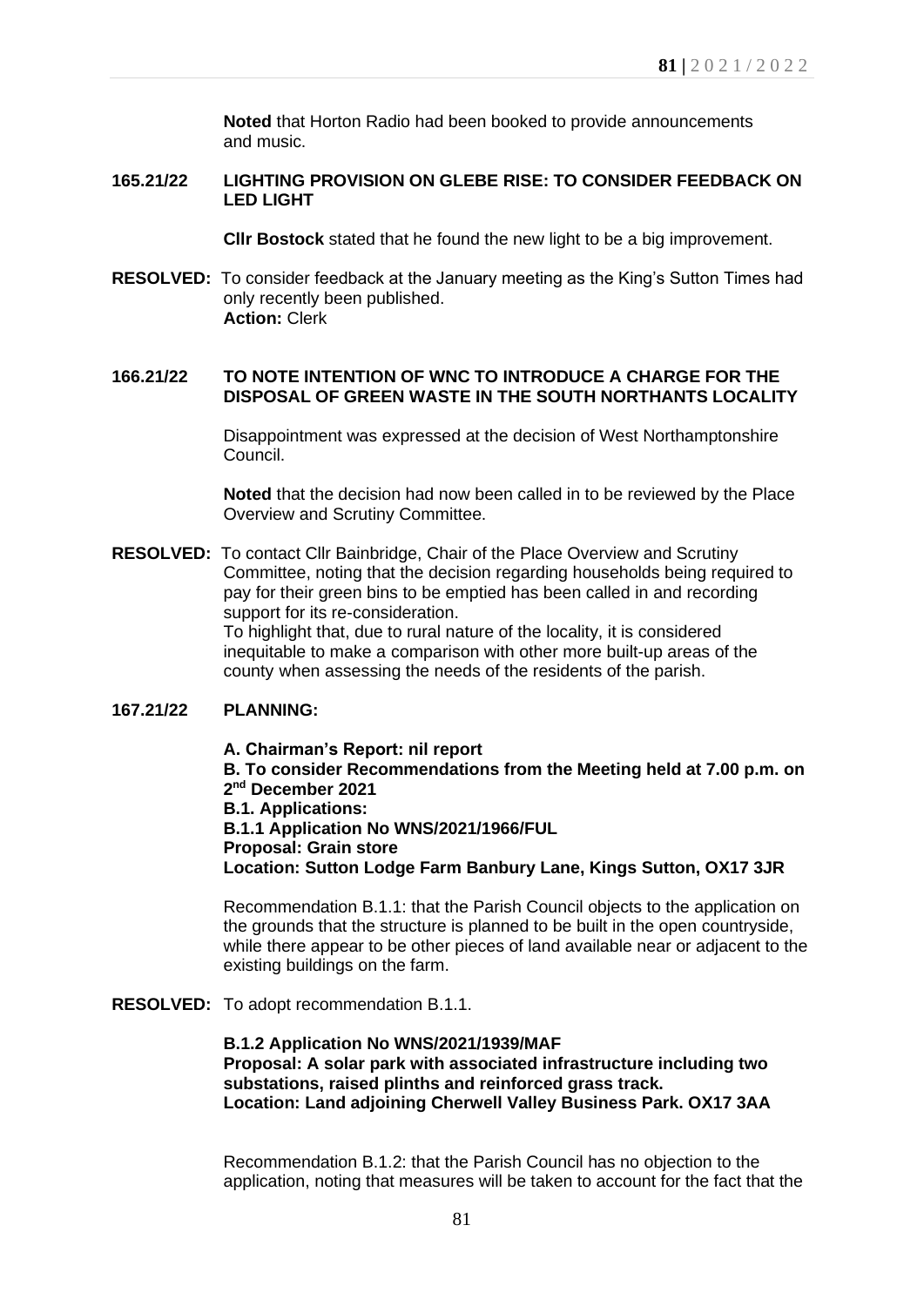**Noted** that Horton Radio had been booked to provide announcements and music.

**165.21/22 LIGHTING PROVISION ON GLEBE RISE: TO CONSIDER FEEDBACK ON LED LIGHT**

**Cllr Bostock** stated that he found the new light to be a big improvement.

**RESOLVED:** To consider feedback at the January meeting as the King's Sutton Times had only recently been published.
**Action:** Clerk

**166.21/22 TO NOTE INTENTION OF WNC TO INTRODUCE A CHARGE FOR THE DISPOSAL OF GREEN WASTE IN THE SOUTH NORTHANTS LOCALITY**

Disappointment was expressed at the decision of West Northamptonshire Council.

**Noted** that the decision had now been called in to be reviewed by the Place Overview and Scrutiny Committee.

**RESOLVED:** To contact Cllr Bainbridge, Chair of the Place Overview and Scrutiny Committee, noting that the decision regarding households being required to pay for their green bins to be emptied has been called in and recording support for its re-consideration.
To highlight that, due to rural nature of the locality, it is considered inequitable to make a comparison with other more built-up areas of the county when assessing the needs of the residents of the parish.

**167.21/22 PLANNING:**

**A. Chairman's Report: nil report**
**B. To consider Recommendations from the Meeting held at 7.00 p.m. on 2nd December 2021**
**B.1. Applications:**
**B.1.1 Application No WNS/2021/1966/FUL**
**Proposal: Grain store**
**Location: Sutton Lodge Farm Banbury Lane, Kings Sutton, OX17 3JR**

Recommendation B.1.1: that the Parish Council objects to the application on the grounds that the structure is planned to be built in the open countryside, while there appear to be other pieces of land available near or adjacent to the existing buildings on the farm.

**RESOLVED:** To adopt recommendation B.1.1.

**B.1.2 Application No WNS/2021/1939/MAF**
**Proposal: A solar park with associated infrastructure including two substations, raised plinths and reinforced grass track.**
**Location: Land adjoining Cherwell Valley Business Park. OX17 3AA**

Recommendation B.1.2: that the Parish Council has no objection to the application, noting that measures will be taken to account for the fact that the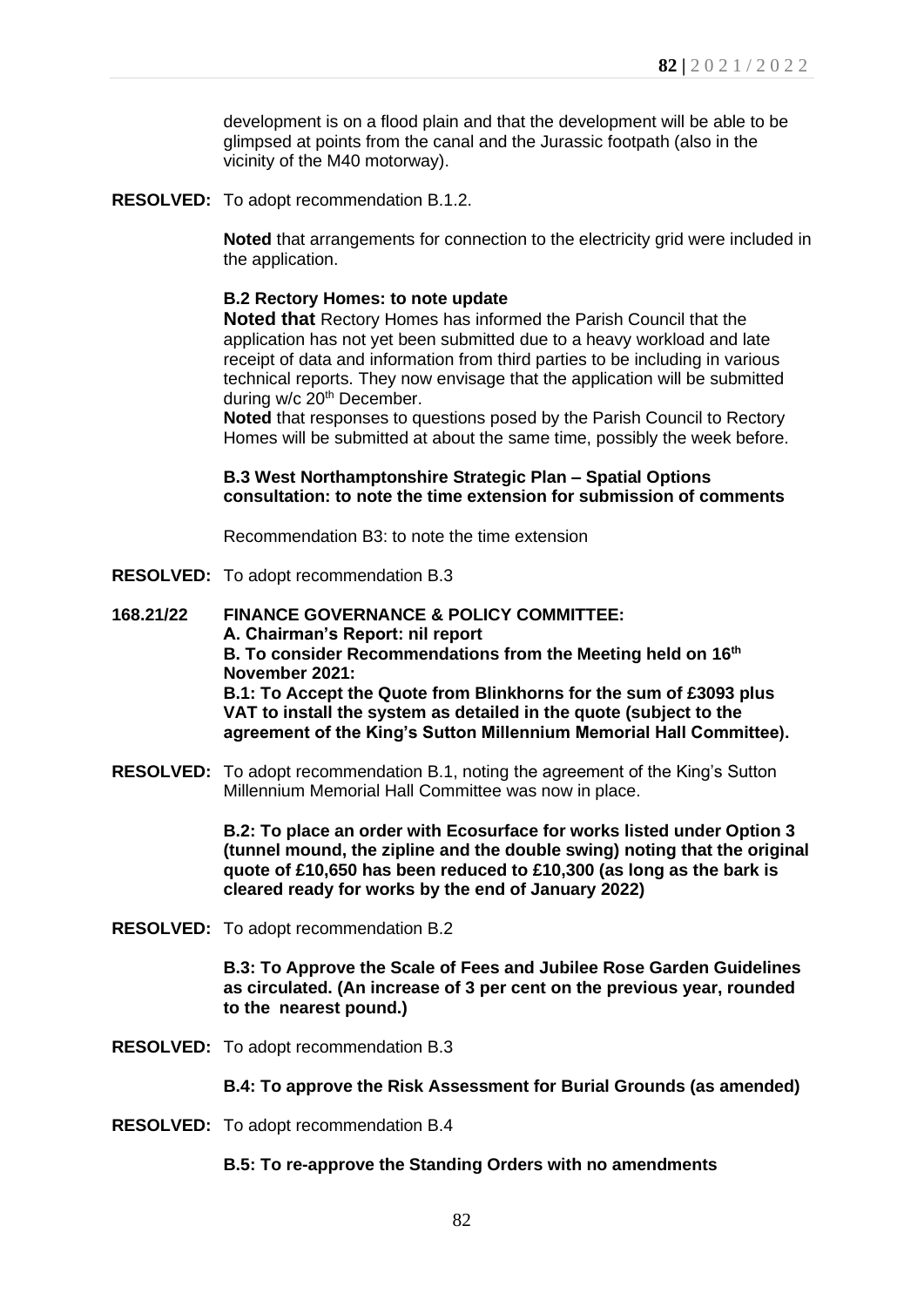development is on a flood plain and that the development will be able to be glimpsed at points from the canal and the Jurassic footpath (also in the vicinity of the M40 motorway).

**RESOLVED:** To adopt recommendation B.1.2.

**Noted** that arrangements for connection to the electricity grid were included in the application.

**B.2 Rectory Homes: to note update**

**Noted that** Rectory Homes has informed the Parish Council that the application has not yet been submitted due to a heavy workload and late receipt of data and information from third parties to be including in various technical reports. They now envisage that the application will be submitted during w/c 20th December.

**Noted** that responses to questions posed by the Parish Council to Rectory Homes will be submitted at about the same time, possibly the week before.

**B.3 West Northamptonshire Strategic Plan – Spatial Options consultation: to note the time extension for submission of comments**

Recommendation B3: to note the time extension

**RESOLVED:** To adopt recommendation B.3

**168.21/22 FINANCE GOVERNANCE & POLICY COMMITTEE:**

**A. Chairman's Report: nil report**

**B. To consider Recommendations from the Meeting held on 16th November 2021:**

**B.1: To Accept the Quote from Blinkhorns for the sum of £3093 plus VAT to install the system as detailed in the quote (subject to the agreement of the King's Sutton Millennium Memorial Hall Committee).**

**RESOLVED:** To adopt recommendation B.1, noting the agreement of the King's Sutton Millennium Memorial Hall Committee was now in place.

**B.2: To place an order with Ecosurface for works listed under Option 3 (tunnel mound, the zipline and the double swing) noting that the original quote of £10,650 has been reduced to £10,300 (as long as the bark is cleared ready for works by the end of January 2022)**

**RESOLVED:** To adopt recommendation B.2

**B.3: To Approve the Scale of Fees and Jubilee Rose Garden Guidelines as circulated. (An increase of 3 per cent on the previous year, rounded to the nearest pound.)**

**RESOLVED:** To adopt recommendation B.3

**B.4: To approve the Risk Assessment for Burial Grounds (as amended)**

**RESOLVED:** To adopt recommendation B.4

**B.5: To re-approve the Standing Orders with no amendments**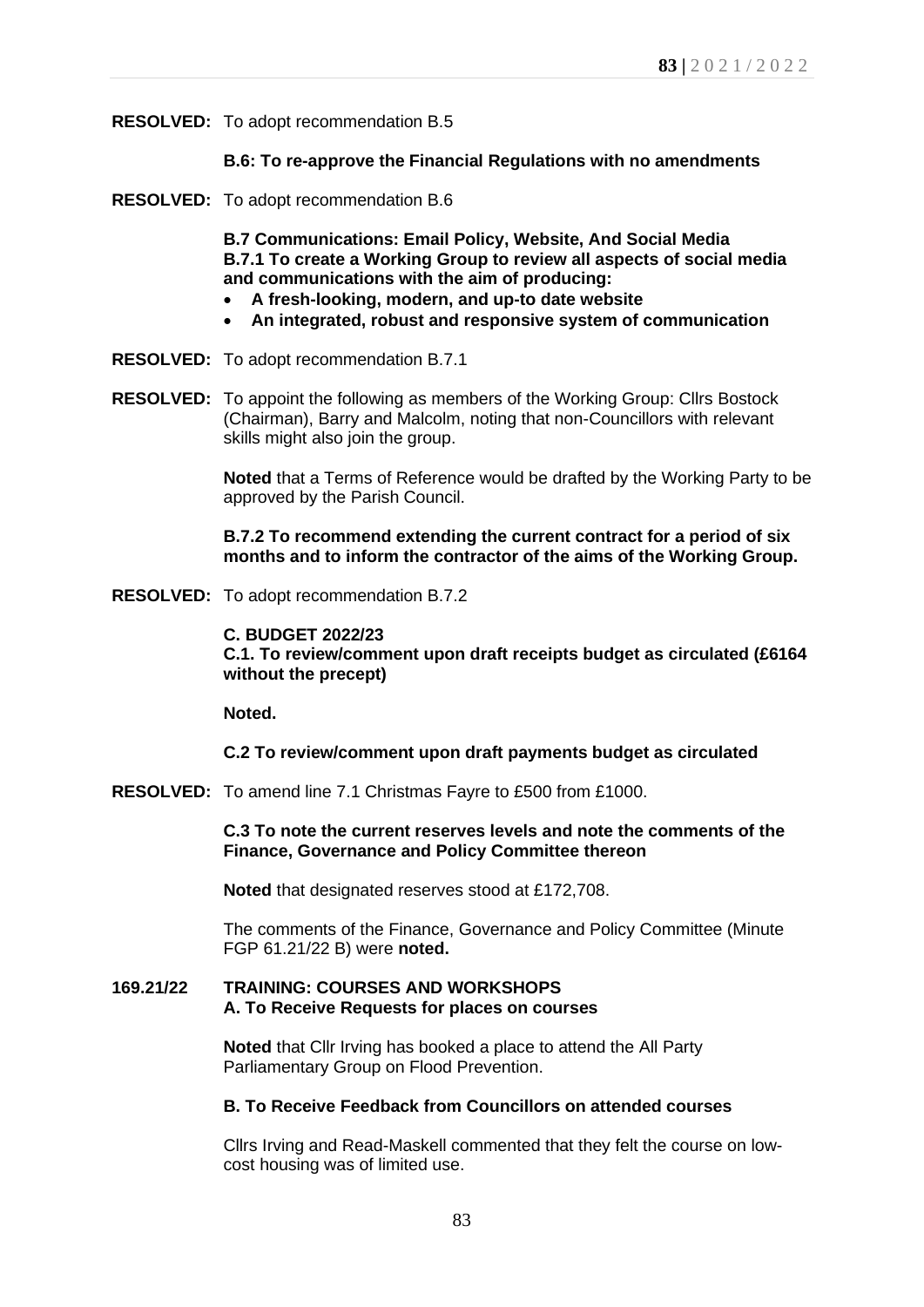**RESOLVED:** To adopt recommendation B.5

**B.6: To re-approve the Financial Regulations with no amendments**

**RESOLVED:** To adopt recommendation B.6

**B.7 Communications: Email Policy, Website, And Social Media**
**B.7.1 To create a Working Group to review all aspects of social media and communications with the aim of producing:**

- **A fresh-looking, modern, and up-to date website**
- **An integrated, robust and responsive system of communication**

**RESOLVED:** To adopt recommendation B.7.1

**RESOLVED:** To appoint the following as members of the Working Group: Cllrs Bostock (Chairman), Barry and Malcolm, noting that non-Councillors with relevant skills might also join the group.

**Noted** that a Terms of Reference would be drafted by the Working Party to be approved by the Parish Council.

**B.7.2 To recommend extending the current contract for a period of six months and to inform the contractor of the aims of the Working Group.**

**RESOLVED:** To adopt recommendation B.7.2

**C. BUDGET 2022/23**
**C.1. To review/comment upon draft receipts budget as circulated (£6164 without the precept)**

**Noted.**

**C.2 To review/comment upon draft payments budget as circulated**

**RESOLVED:** To amend line 7.1 Christmas Fayre to £500 from £1000.

**C.3 To note the current reserves levels and note the comments of the Finance, Governance and Policy Committee thereon**

**Noted** that designated reserves stood at £172,708.

The comments of the Finance, Governance and Policy Committee (Minute FGP 61.21/22 B) were **noted.**

## 169.21/22 TRAINING: COURSES AND WORKSHOPS

**A. To Receive Requests for places on courses**

**Noted** that Cllr Irving has booked a place to attend the All Party Parliamentary Group on Flood Prevention.

**B. To Receive Feedback from Councillors on attended courses**

Cllrs Irving and Read-Maskell commented that they felt the course on low-cost housing was of limited use.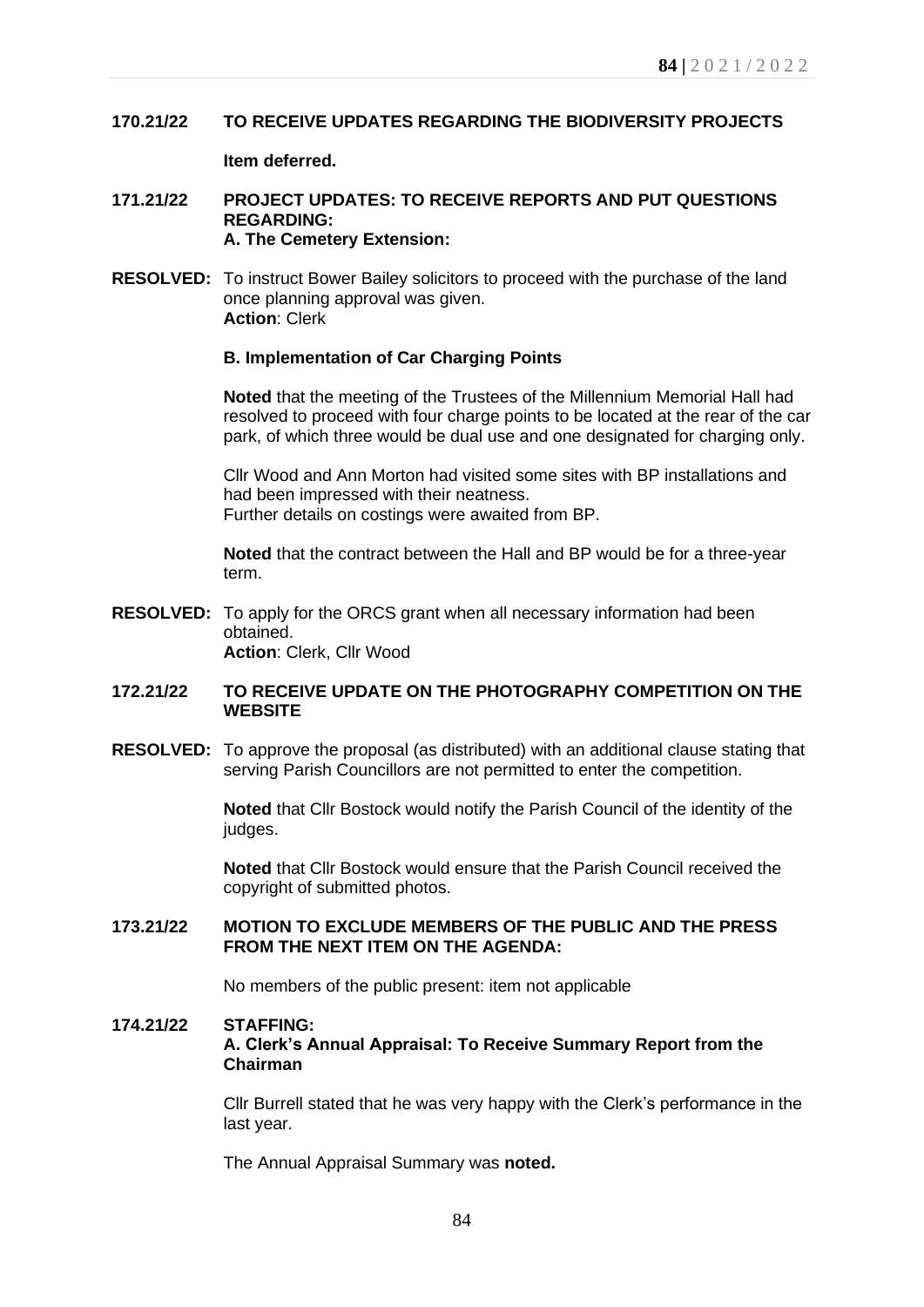**170.21/22 TO RECEIVE UPDATES REGARDING THE BIODIVERSITY PROJECTS**

**Item deferred.**

**171.21/22 PROJECT UPDATES: TO RECEIVE REPORTS AND PUT QUESTIONS REGARDING:**
**A. The Cemetery Extension:**

**RESOLVED:** To instruct Bower Bailey solicitors to proceed with the purchase of the land once planning approval was given.
**Action**: Clerk

**B. Implementation of Car Charging Points**

**Noted** that the meeting of the Trustees of the Millennium Memorial Hall had resolved to proceed with four charge points to be located at the rear of the car park, of which three would be dual use and one designated for charging only.

Cllr Wood and Ann Morton had visited some sites with BP installations and had been impressed with their neatness.
Further details on costings were awaited from BP.

**Noted** that the contract between the Hall and BP would be for a three-year term.

**RESOLVED:** To apply for the ORCS grant when all necessary information had been obtained.
**Action**: Clerk, Cllr Wood

**172.21/22 TO RECEIVE UPDATE ON THE PHOTOGRAPHY COMPETITION ON THE WEBSITE**

**RESOLVED:** To approve the proposal (as distributed) with an additional clause stating that serving Parish Councillors are not permitted to enter the competition.

**Noted** that Cllr Bostock would notify the Parish Council of the identity of the judges.

**Noted** that Cllr Bostock would ensure that the Parish Council received the copyright of submitted photos.

**173.21/22 MOTION TO EXCLUDE MEMBERS OF THE PUBLIC AND THE PRESS FROM THE NEXT ITEM ON THE AGENDA:**

No members of the public present: item not applicable

**174.21/22 STAFFING:**
**A. Clerk's Annual Appraisal: To Receive Summary Report from the Chairman**

Cllr Burrell stated that he was very happy with the Clerk's performance in the last year.

The Annual Appraisal Summary was **noted.**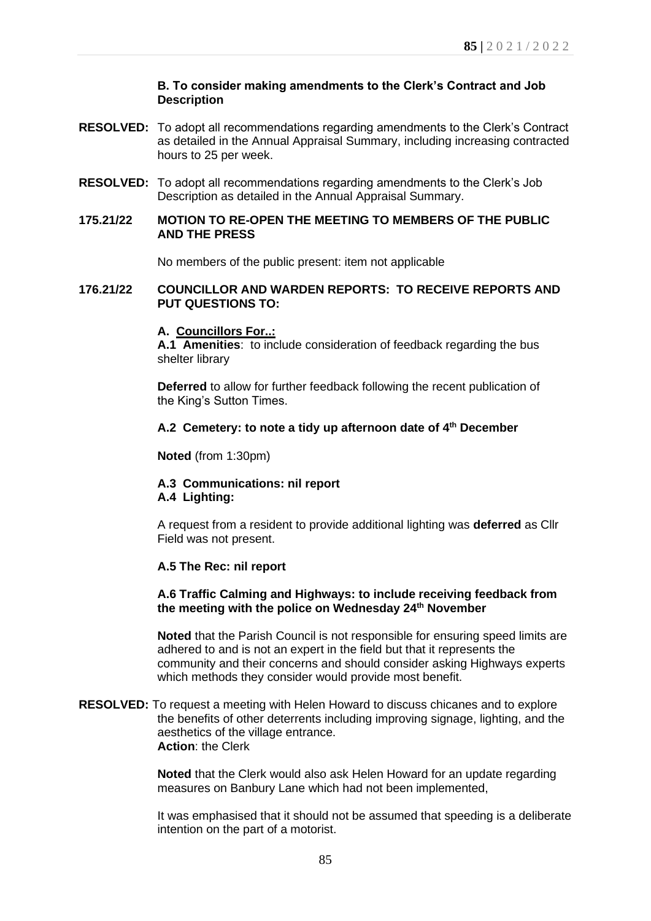**B. To consider making amendments to the Clerk's Contract and Job Description**

**RESOLVED:** To adopt all recommendations regarding amendments to the Clerk's Contract as detailed in the Annual Appraisal Summary, including increasing contracted hours to 25 per week.

**RESOLVED:** To adopt all recommendations regarding amendments to the Clerk's Job Description as detailed in the Annual Appraisal Summary.

**175.21/22 MOTION TO RE-OPEN THE MEETING TO MEMBERS OF THE PUBLIC AND THE PRESS**

No members of the public present: item not applicable

**176.21/22 COUNCILLOR AND WARDEN REPORTS: TO RECEIVE REPORTS AND PUT QUESTIONS TO:**

**A. Councillors For..:**

**A.1 Amenities**: to include consideration of feedback regarding the bus shelter library

**Deferred** to allow for further feedback following the recent publication of the King's Sutton Times.

**A.2 Cemetery: to note a tidy up afternoon date of 4th December**

**Noted** (from 1:30pm)

**A.3 Communications: nil report**

**A.4 Lighting:**

A request from a resident to provide additional lighting was **deferred** as Cllr Field was not present.

**A.5 The Rec: nil report**

**A.6 Traffic Calming and Highways: to include receiving feedback from the meeting with the police on Wednesday 24th November**

**Noted** that the Parish Council is not responsible for ensuring speed limits are adhered to and is not an expert in the field but that it represents the community and their concerns and should consider asking Highways experts which methods they consider would provide most benefit.

**RESOLVED:** To request a meeting with Helen Howard to discuss chicanes and to explore the benefits of other deterrents including improving signage, lighting, and the aesthetics of the village entrance.
**Action**: the Clerk

**Noted** that the Clerk would also ask Helen Howard for an update regarding measures on Banbury Lane which had not been implemented,

It was emphasised that it should not be assumed that speeding is a deliberate intention on the part of a motorist.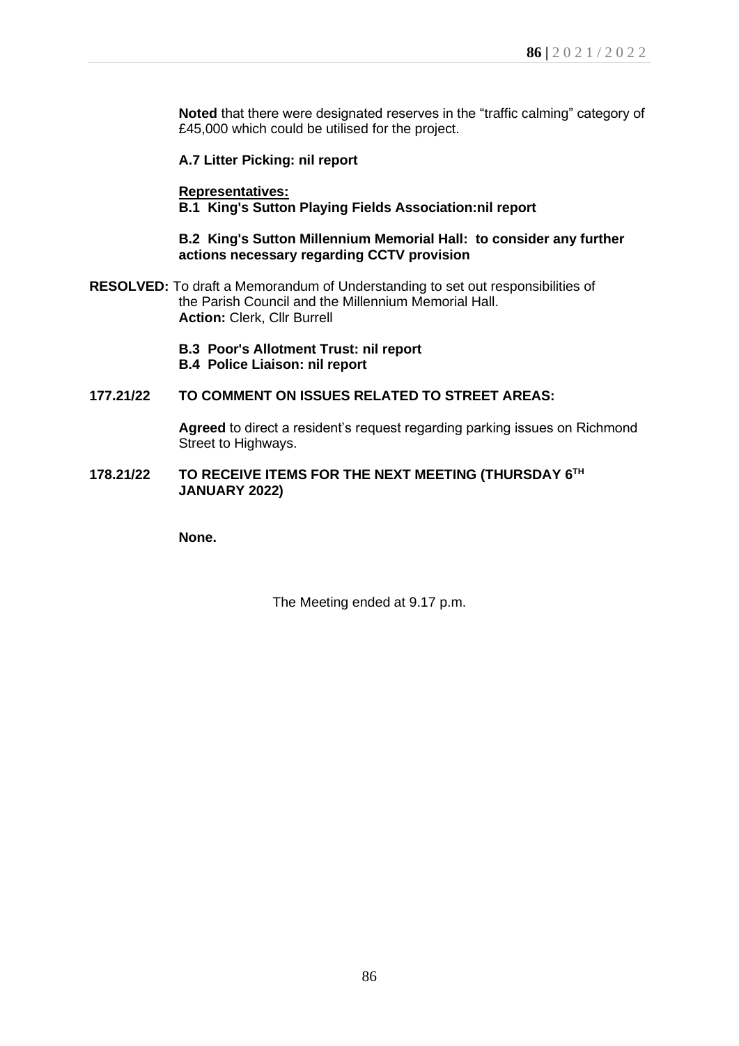**Noted** that there were designated reserves in the "traffic calming" category of £45,000 which could be utilised for the project.

**A.7 Litter Picking: nil report**

**Representatives:**
**B.1 King's Sutton Playing Fields Association:nil report**

**B.2 King's Sutton Millennium Memorial Hall: to consider any further actions necessary regarding CCTV provision**

**RESOLVED:** To draft a Memorandum of Understanding to set out responsibilities of the Parish Council and the Millennium Memorial Hall.
**Action:** Clerk, Cllr Burrell

**B.3 Poor's Allotment Trust: nil report**
**B.4 Police Liaison: nil report**

**177.21/22 TO COMMENT ON ISSUES RELATED TO STREET AREAS:**

**Agreed** to direct a resident's request regarding parking issues on Richmond Street to Highways.

**178.21/22 TO RECEIVE ITEMS FOR THE NEXT MEETING (THURSDAY 6TH JANUARY 2022)**

**None.**

The Meeting ended at 9.17 p.m.